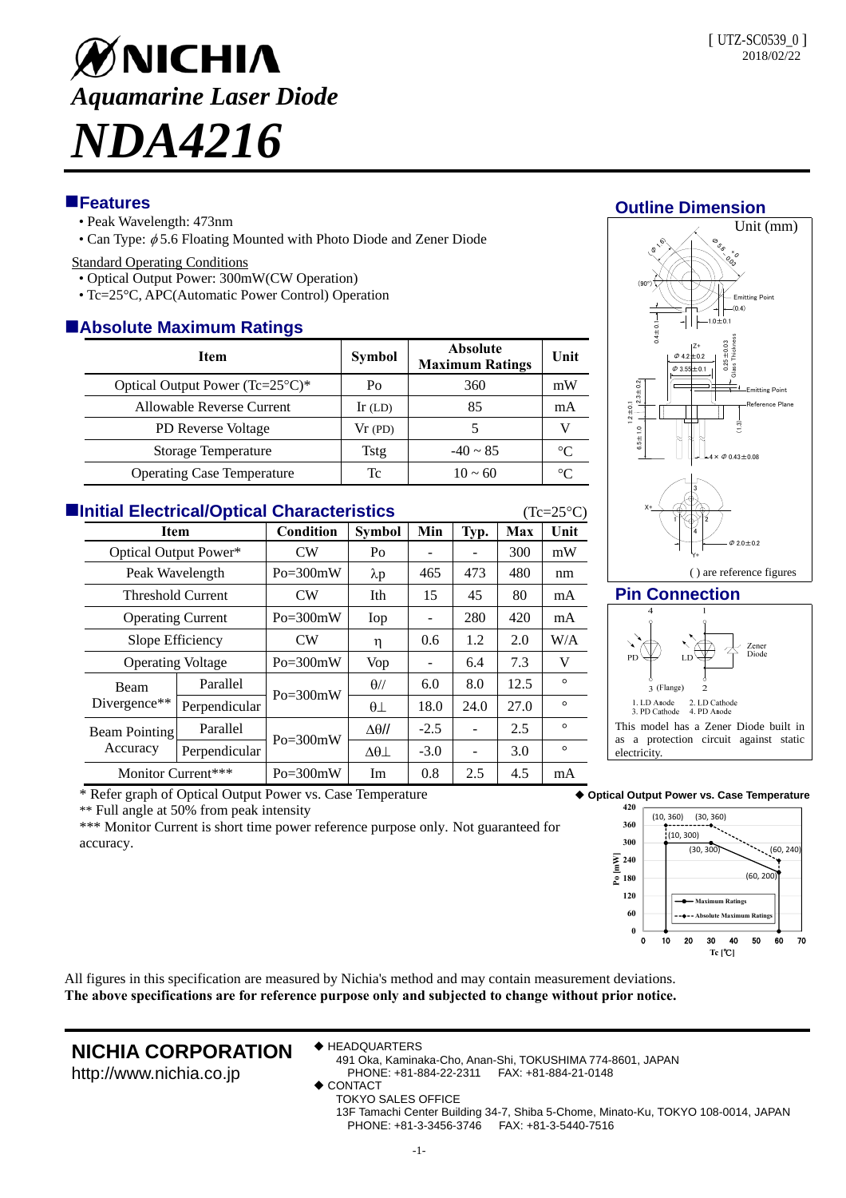# NICHIA

## *Aquamarine Laser Diode*

# *NDA4216*

[ UTZ-SC0539_0 ]
2018/02/22

## Features

- Peak Wavelength: 473nm
- Can Type: $\phi$5.6 Floating Mounted with Photo Diode and Zener Diode

Standard Operating Conditions

- Optical Output Power: 300mW(CW Operation)
- Tc=25°C, APC(Automatic Power Control) Operation

## Absolute Maximum Ratings

| Item | Symbol | Absolute Maximum Ratings | Unit |
|---|---|---|---|
| Optical Output Power (Tc=25°C)* | Po | 360 | mW |
| Allowable Reverse Current | Ir (LD) | 85 | mA |
| PD Reverse Voltage | Vr (PD) | 5 | V |
| Storage Temperature | Tstg | -40 ~ 85 | °C |
| Operating Case Temperature | Tc | 10 ~ 60 | °C |

## Initial Electrical/Optical Characteristics

(Tc=25°C)

| Item | | Condition | Symbol | Min | Typ. | Max | Unit |
|---|---|---|---|---|---|---|---|
| Optical Output Power* | | CW | Po | - | - | 300 | mW |
| Peak Wavelength | | Po=300mW | λp | 465 | 473 | 480 | nm |
| Threshold Current | | CW | Ith | 15 | 45 | 80 | mA |
| Operating Current | | Po=300mW | Iop | - | 280 | 420 | mA |
| Slope Efficiency | | CW | η | 0.6 | 1.2 | 2.0 | W/A |
| Operating Voltage | | Po=300mW | Vop | - | 6.4 | 7.3 | V |
| Beam Divergence** | Parallel | Po=300mW | θ// | 6.0 | 8.0 | 12.5 | ° |
| | Perpendicular | | θ⊥ | 18.0 | 24.0 | 27.0 | ° |
| Beam Pointing Accuracy | Parallel | Po=300mW | Δθ// | -2.5 | - | 2.5 | ° |
| | Perpendicular | | Δθ⊥ | -3.0 | - | 3.0 | ° |
| Monitor Current*** | | Po=300mW | Im | 0.8 | 2.5 | 4.5 | mA |

\* Refer graph of Optical Output Power vs. Case Temperature
** Full angle at 50% from peak intensity
*** Monitor Current is short time power reference purpose only. Not guaranteed for accuracy.

## Outline Dimension

Unit (mm)

( ) are reference figures

## Pin Connection

1. LD Anode
2. LD Cathode
3. PD Cathode
4. PD Anode

This model has a Zener Diode built in as a protection circuit against static electricity.

◆ Optical Output Power vs. Case Temperature

All figures in this specification are measured by Nichia's method and may contain measurement deviations.
**The above specifications are for reference purpose only and subjected to change without prior notice.**

**NICHIA CORPORATION**
http://www.nichia.co.jp

◆ HEADQUARTERS
491 Oka, Kaminaka-Cho, Anan-Shi, TOKUSHIMA 774-8601, JAPAN
PHONE: +81-884-22-2311 FAX: +81-884-21-0148

◆ CONTACT
TOKYO SALES OFFICE
13F Tamachi Center Building 34-7, Shiba 5-Chome, Minato-Ku, TOKYO 108-0014, JAPAN
PHONE: +81-3-3456-3746 FAX: +81-3-5440-7516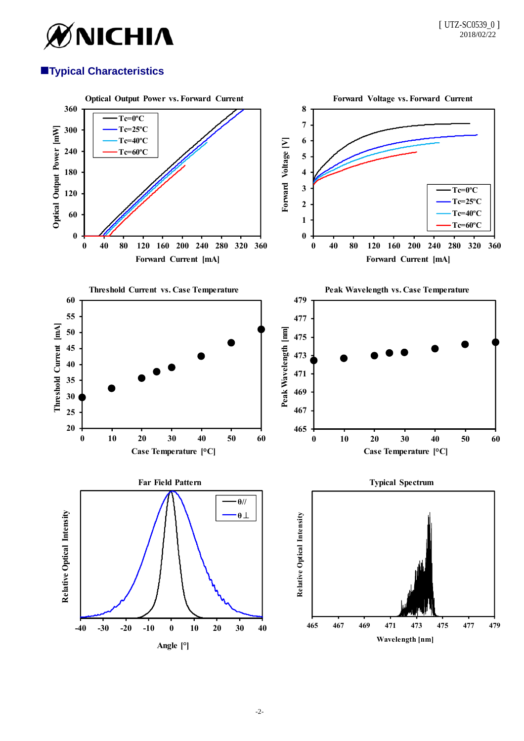## ■Typical Characteristics

**Optical Output Power vs. Forward Current**

Optical Output Power [mW] vs. Forward Current [mA]

Tc=0ºC, Tc=25ºC, Tc=40ºC, Tc=60ºC

**Forward Voltage vs. Forward Current**

Forward Voltage [V] vs. Forward Current [mA]

Tc=0ºC, Tc=25ºC, Tc=40ºC, Tc=60ºC

**Threshold Current vs. Case Temperature**

Threshold Current [mA] vs. Case Temperature [°C]

**Peak Wavelength vs. Case Temperature**

Peak Wavelength [nm] vs. Case Temperature [°C]

**Far Field Pattern**

Relative Optical Intensity vs. Angle [°]

θ//, θ⊥

**Typical Spectrum**

Relative Optical Intensity vs. Wavelength [nm]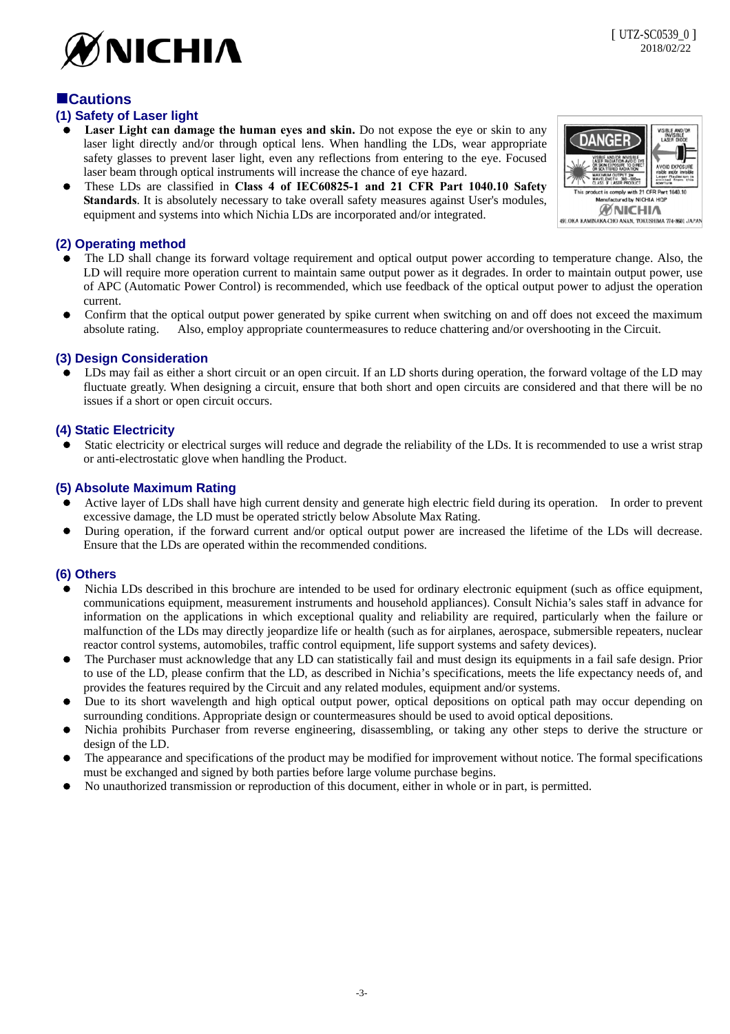## ■Cautions

### (1) Safety of Laser light

- **Laser Light can damage the human eyes and skin.** Do not expose the eye or skin to any laser light directly and/or through optical lens. When handling the LDs, wear appropriate safety glasses to prevent laser light, even any reflections from entering to the eye. Focused laser beam through optical instruments will increase the chance of eye hazard.
- These LDs are classified in **Class 4 of IEC60825-1 and 21 CFR Part 1040.10 Safety Standards**. It is absolutely necessary to take overall safety measures against User's modules, equipment and systems into which Nichia LDs are incorporated and/or integrated.

### (2) Operating method

- The LD shall change its forward voltage requirement and optical output power according to temperature change. Also, the LD will require more operation current to maintain same output power as it degrades. In order to maintain output power, use of APC (Automatic Power Control) is recommended, which use feedback of the optical output power to adjust the operation current.
- Confirm that the optical output power generated by spike current when switching on and off does not exceed the maximum absolute rating. Also, employ appropriate countermeasures to reduce chattering and/or overshooting in the Circuit.

### (3) Design Consideration

- LDs may fail as either a short circuit or an open circuit. If an LD shorts during operation, the forward voltage of the LD may fluctuate greatly. When designing a circuit, ensure that both short and open circuits are considered and that there will be no issues if a short or open circuit occurs.

### (4) Static Electricity

- Static electricity or electrical surges will reduce and degrade the reliability of the LDs. It is recommended to use a wrist strap or anti-electrostatic glove when handling the Product.

### (5) Absolute Maximum Rating

- Active layer of LDs shall have high current density and generate high electric field during its operation. In order to prevent excessive damage, the LD must be operated strictly below Absolute Max Rating.
- During operation, if the forward current and/or optical output power are increased the lifetime of the LDs will decrease. Ensure that the LDs are operated within the recommended conditions.

### (6) Others

- Nichia LDs described in this brochure are intended to be used for ordinary electronic equipment (such as office equipment, communications equipment, measurement instruments and household appliances). Consult Nichia's sales staff in advance for information on the applications in which exceptional quality and reliability are required, particularly when the failure or malfunction of the LDs may directly jeopardize life or health (such as for airplanes, aerospace, submersible repeaters, nuclear reactor control systems, automobiles, traffic control equipment, life support systems and safety devices).
- The Purchaser must acknowledge that any LD can statistically fail and must design its equipments in a fail safe design. Prior to use of the LD, please confirm that the LD, as described in Nichia's specifications, meets the life expectancy needs of, and provides the features required by the Circuit and any related modules, equipment and/or systems.
- Due to its short wavelength and high optical output power, optical depositions on optical path may occur depending on surrounding conditions. Appropriate design or countermeasures should be used to avoid optical depositions.
- Nichia prohibits Purchaser from reverse engineering, disassembling, or taking any other steps to derive the structure or design of the LD.
- The appearance and specifications of the product may be modified for improvement without notice. The formal specifications must be exchanged and signed by both parties before large volume purchase begins.
- No unauthorized transmission or reproduction of this document, either in whole or in part, is permitted.